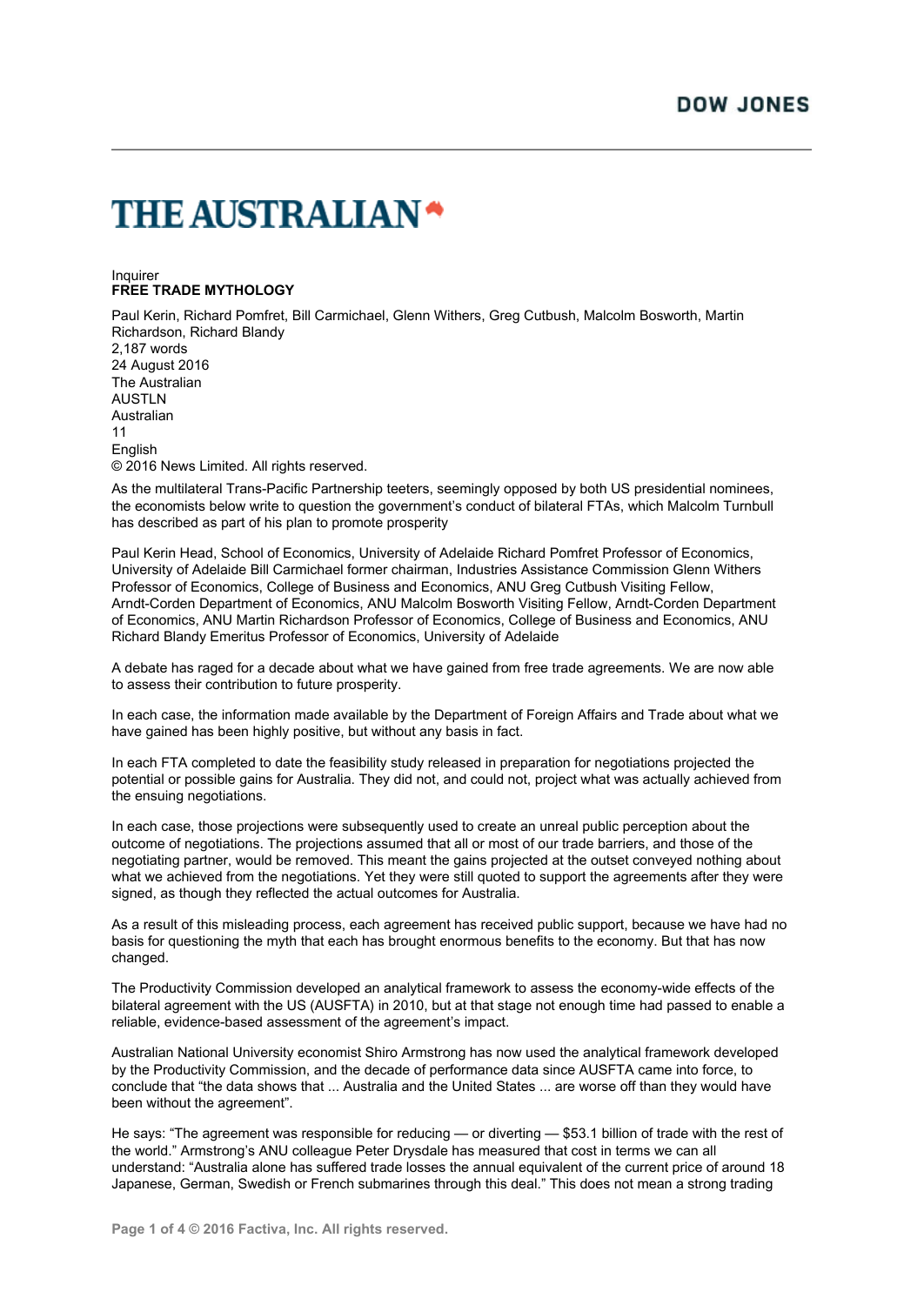DOW JONES

# THE AUSTRALIAN

Inquirer
**FREE TRADE MYTHOLOGY**

Paul Kerin, Richard Pomfret, Bill Carmichael, Glenn Withers, Greg Cutbush, Malcolm Bosworth, Martin Richardson, Richard Blandy
2,187 words
24 August 2016
The Australian
AUSTLN
Australian
11
English
© 2016 News Limited. All rights reserved.

As the multilateral Trans-Pacific Partnership teeters, seemingly opposed by both US presidential nominees, the economists below write to question the government's conduct of bilateral FTAs, which Malcolm Turnbull has described as part of his plan to promote prosperity

Paul Kerin Head, School of Economics, University of Adelaide Richard Pomfret Professor of Economics, University of Adelaide Bill Carmichael former chairman, Industries Assistance Commission Glenn Withers Professor of Economics, College of Business and Economics, ANU Greg Cutbush Visiting Fellow, Arndt-Corden Department of Economics, ANU Malcolm Bosworth Visiting Fellow, Arndt-Corden Department of Economics, ANU Martin Richardson Professor of Economics, College of Business and Economics, ANU Richard Blandy Emeritus Professor of Economics, University of Adelaide

A debate has raged for a decade about what we have gained from free trade agreements. We are now able to assess their contribution to future prosperity.

In each case, the information made available by the Department of Foreign Affairs and Trade about what we have gained has been highly positive, but without any basis in fact.

In each FTA completed to date the feasibility study released in preparation for negotiations projected the potential or possible gains for Australia. They did not, and could not, project what was actually achieved from the ensuing negotiations.

In each case, those projections were subsequently used to create an unreal public perception about the outcome of negotiations. The projections assumed that all or most of our trade barriers, and those of the negotiating partner, would be removed. This meant the gains projected at the outset conveyed nothing about what we achieved from the negotiations. Yet they were still quoted to support the agreements after they were signed, as though they reflected the actual outcomes for Australia.

As a result of this misleading process, each agreement has received public support, because we have had no basis for questioning the myth that each has brought enormous benefits to the economy. But that has now changed.

The Productivity Commission developed an analytical framework to assess the economy-wide effects of the bilateral agreement with the US (AUSFTA) in 2010, but at that stage not enough time had passed to enable a reliable, evidence-based assessment of the agreement's impact.

Australian National University economist Shiro Armstrong has now used the analytical framework developed by the Productivity Commission, and the decade of performance data since AUSFTA came into force, to conclude that "the data shows that ... Australia and the United States ... are worse off than they would have been without the agreement".

He says: "The agreement was responsible for reducing — or diverting — $53.1 billion of trade with the rest of the world." Armstrong's ANU colleague Peter Drysdale has measured that cost in terms we can all understand: "Australia alone has suffered trade losses the annual equivalent of the current price of around 18 Japanese, German, Swedish or French submarines through this deal." This does not mean a strong trading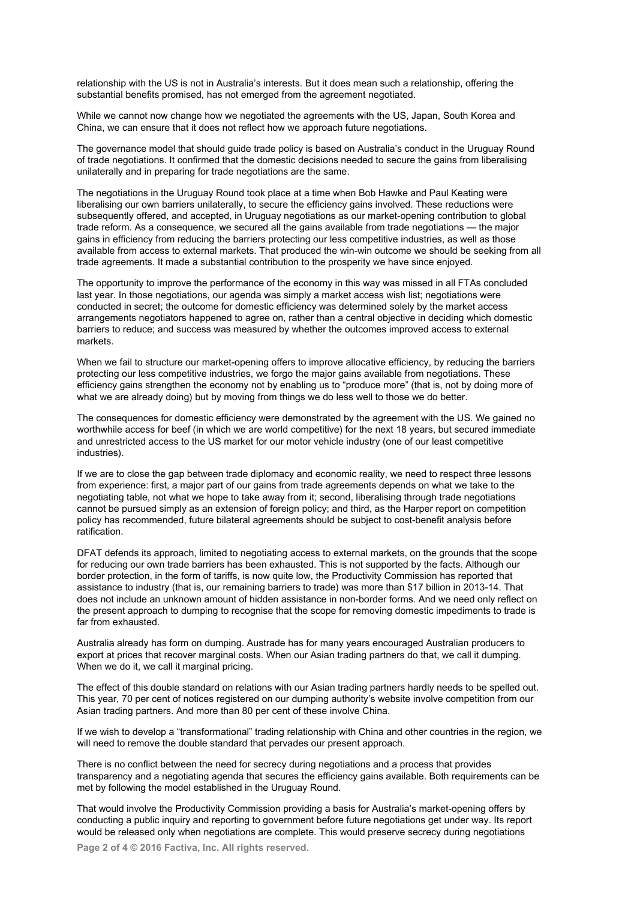relationship with the US is not in Australia's interests. But it does mean such a relationship, offering the substantial benefits promised, has not emerged from the agreement negotiated.

While we cannot now change how we negotiated the agreements with the US, Japan, South Korea and China, we can ensure that it does not reflect how we approach future negotiations.

The governance model that should guide trade policy is based on Australia's conduct in the Uruguay Round of trade negotiations. It confirmed that the domestic decisions needed to secure the gains from liberalising unilaterally and in preparing for trade negotiations are the same.

The negotiations in the Uruguay Round took place at a time when Bob Hawke and Paul Keating were liberalising our own barriers unilaterally, to secure the efficiency gains involved. These reductions were subsequently offered, and accepted, in Uruguay negotiations as our market-opening contribution to global trade reform. As a consequence, we secured all the gains available from trade negotiations — the major gains in efficiency from reducing the barriers protecting our less competitive industries, as well as those available from access to external markets. That produced the win-win outcome we should be seeking from all trade agreements. It made a substantial contribution to the prosperity we have since enjoyed.

The opportunity to improve the performance of the economy in this way was missed in all FTAs concluded last year. In those negotiations, our agenda was simply a market access wish list; negotiations were conducted in secret; the outcome for domestic efficiency was determined solely by the market access arrangements negotiators happened to agree on, rather than a central objective in deciding which domestic barriers to reduce; and success was measured by whether the outcomes improved access to external markets.

When we fail to structure our market-opening offers to improve allocative efficiency, by reducing the barriers protecting our less competitive industries, we forgo the major gains available from negotiations. These efficiency gains strengthen the economy not by enabling us to "produce more" (that is, not by doing more of what we are already doing) but by moving from things we do less well to those we do better.

The consequences for domestic efficiency were demonstrated by the agreement with the US. We gained no worthwhile access for beef (in which we are world competitive) for the next 18 years, but secured immediate and unrestricted access to the US market for our motor vehicle industry (one of our least competitive industries).

If we are to close the gap between trade diplomacy and economic reality, we need to respect three lessons from experience: first, a major part of our gains from trade agreements depends on what we take to the negotiating table, not what we hope to take away from it; second, liberalising through trade negotiations cannot be pursued simply as an extension of foreign policy; and third, as the Harper report on competition policy has recommended, future bilateral agreements should be subject to cost-benefit analysis before ratification.

DFAT defends its approach, limited to negotiating access to external markets, on the grounds that the scope for reducing our own trade barriers has been exhausted. This is not supported by the facts. Although our border protection, in the form of tariffs, is now quite low, the Productivity Commission has reported that assistance to industry (that is, our remaining barriers to trade) was more than $17 billion in 2013-14. That does not include an unknown amount of hidden assistance in non-border forms. And we need only reflect on the present approach to dumping to recognise that the scope for removing domestic impediments to trade is far from exhausted.

Australia already has form on dumping. Austrade has for many years encouraged Australian producers to export at prices that recover marginal costs. When our Asian trading partners do that, we call it dumping. When we do it, we call it marginal pricing.

The effect of this double standard on relations with our Asian trading partners hardly needs to be spelled out. This year, 70 per cent of notices registered on our dumping authority's website involve competition from our Asian trading partners. And more than 80 per cent of these involve China.

If we wish to develop a "transformational" trading relationship with China and other countries in the region, we will need to remove the double standard that pervades our present approach.

There is no conflict between the need for secrecy during negotiations and a process that provides transparency and a negotiating agenda that secures the efficiency gains available. Both requirements can be met by following the model established in the Uruguay Round.

That would involve the Productivity Commission providing a basis for Australia's market-opening offers by conducting a public inquiry and reporting to government before future negotiations get under way. Its report would be released only when negotiations are complete. This would preserve secrecy during negotiations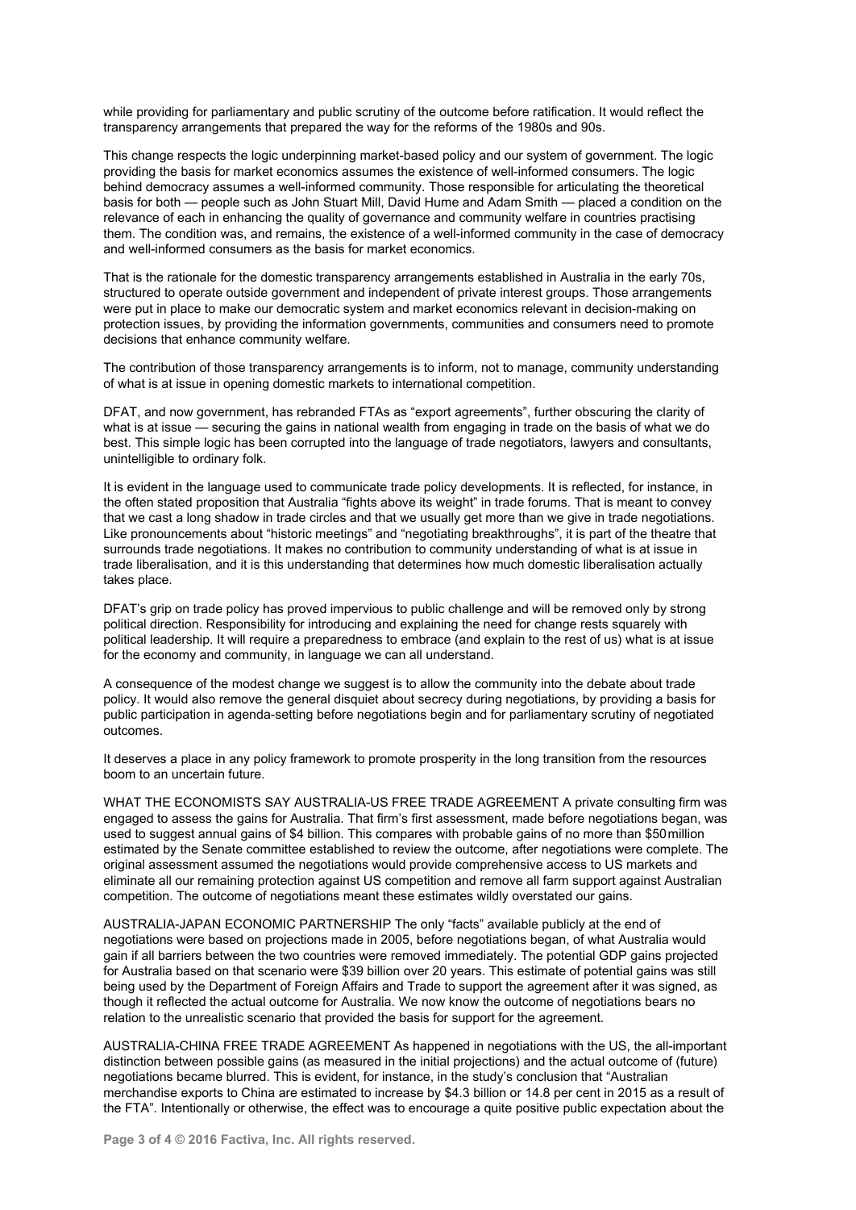while providing for parliamentary and public scrutiny of the outcome before ratification. It would reflect the transparency arrangements that prepared the way for the reforms of the 1980s and 90s.

This change respects the logic underpinning market-based policy and our system of government. The logic providing the basis for market economics assumes the existence of well-informed consumers. The logic behind democracy assumes a well-informed community. Those responsible for articulating the theoretical basis for both — people such as John Stuart Mill, David Hume and Adam Smith — placed a condition on the relevance of each in enhancing the quality of governance and community welfare in countries practising them. The condition was, and remains, the existence of a well-informed community in the case of democracy and well-informed consumers as the basis for market economics.

That is the rationale for the domestic transparency arrangements established in Australia in the early 70s, structured to operate outside government and independent of private interest groups. Those arrangements were put in place to make our democratic system and market economics relevant in decision-making on protection issues, by providing the information governments, communities and consumers need to promote decisions that enhance community welfare.

The contribution of those transparency arrangements is to inform, not to manage, community understanding of what is at issue in opening domestic markets to international competition.

DFAT, and now government, has rebranded FTAs as "export agreements", further obscuring the clarity of what is at issue — securing the gains in national wealth from engaging in trade on the basis of what we do best. This simple logic has been corrupted into the language of trade negotiators, lawyers and consultants, unintelligible to ordinary folk.

It is evident in the language used to communicate trade policy developments. It is reflected, for instance, in the often stated proposition that Australia "fights above its weight" in trade forums. That is meant to convey that we cast a long shadow in trade circles and that we usually get more than we give in trade negotiations. Like pronouncements about "historic meetings" and "negotiating breakthroughs", it is part of the theatre that surrounds trade negotiations. It makes no contribution to community understanding of what is at issue in trade liberalisation, and it is this understanding that determines how much domestic liberalisation actually takes place.

DFAT's grip on trade policy has proved impervious to public challenge and will be removed only by strong political direction. Responsibility for introducing and explaining the need for change rests squarely with political leadership. It will require a preparedness to embrace (and explain to the rest of us) what is at issue for the economy and community, in language we can all understand.

A consequence of the modest change we suggest is to allow the community into the debate about trade policy. It would also remove the general disquiet about secrecy during negotiations, by providing a basis for public participation in agenda-setting before negotiations begin and for parliamentary scrutiny of negotiated outcomes.

It deserves a place in any policy framework to promote prosperity in the long transition from the resources boom to an uncertain future.

WHAT THE ECONOMISTS SAY AUSTRALIA-US FREE TRADE AGREEMENT A private consulting firm was engaged to assess the gains for Australia. That firm's first assessment, made before negotiations began, was used to suggest annual gains of $4 billion. This compares with probable gains of no more than $50 million estimated by the Senate committee established to review the outcome, after negotiations were complete. The original assessment assumed the negotiations would provide comprehensive access to US markets and eliminate all our remaining protection against US competition and remove all farm support against Australian competition. The outcome of negotiations meant these estimates wildly overstated our gains.

AUSTRALIA-JAPAN ECONOMIC PARTNERSHIP The only "facts" available publicly at the end of negotiations were based on projections made in 2005, before negotiations began, of what Australia would gain if all barriers between the two countries were removed immediately. The potential GDP gains projected for Australia based on that scenario were $39 billion over 20 years. This estimate of potential gains was still being used by the Department of Foreign Affairs and Trade to support the agreement after it was signed, as though it reflected the actual outcome for Australia. We now know the outcome of negotiations bears no relation to the unrealistic scenario that provided the basis for support for the agreement.

AUSTRALIA-CHINA FREE TRADE AGREEMENT As happened in negotiations with the US, the all-important distinction between possible gains (as measured in the initial projections) and the actual outcome of (future) negotiations became blurred. This is evident, for instance, in the study's conclusion that "Australian merchandise exports to China are estimated to increase by $4.3 billion or 14.8 per cent in 2015 as a result of the FTA". Intentionally or otherwise, the effect was to encourage a quite positive public expectation about the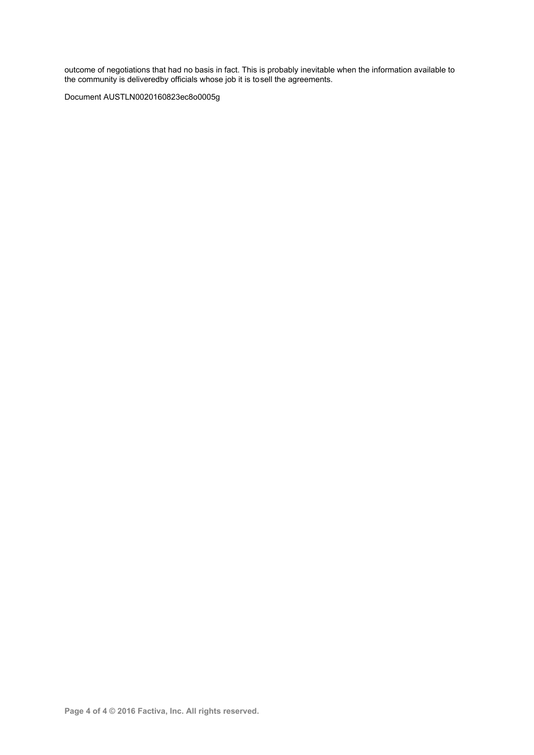outcome of negotiations that had no basis in fact. This is probably inevitable when the information available to the community is deliveredby officials whose job it is tosell the agreements.

Document AUSTLN0020160823ec8o0005g